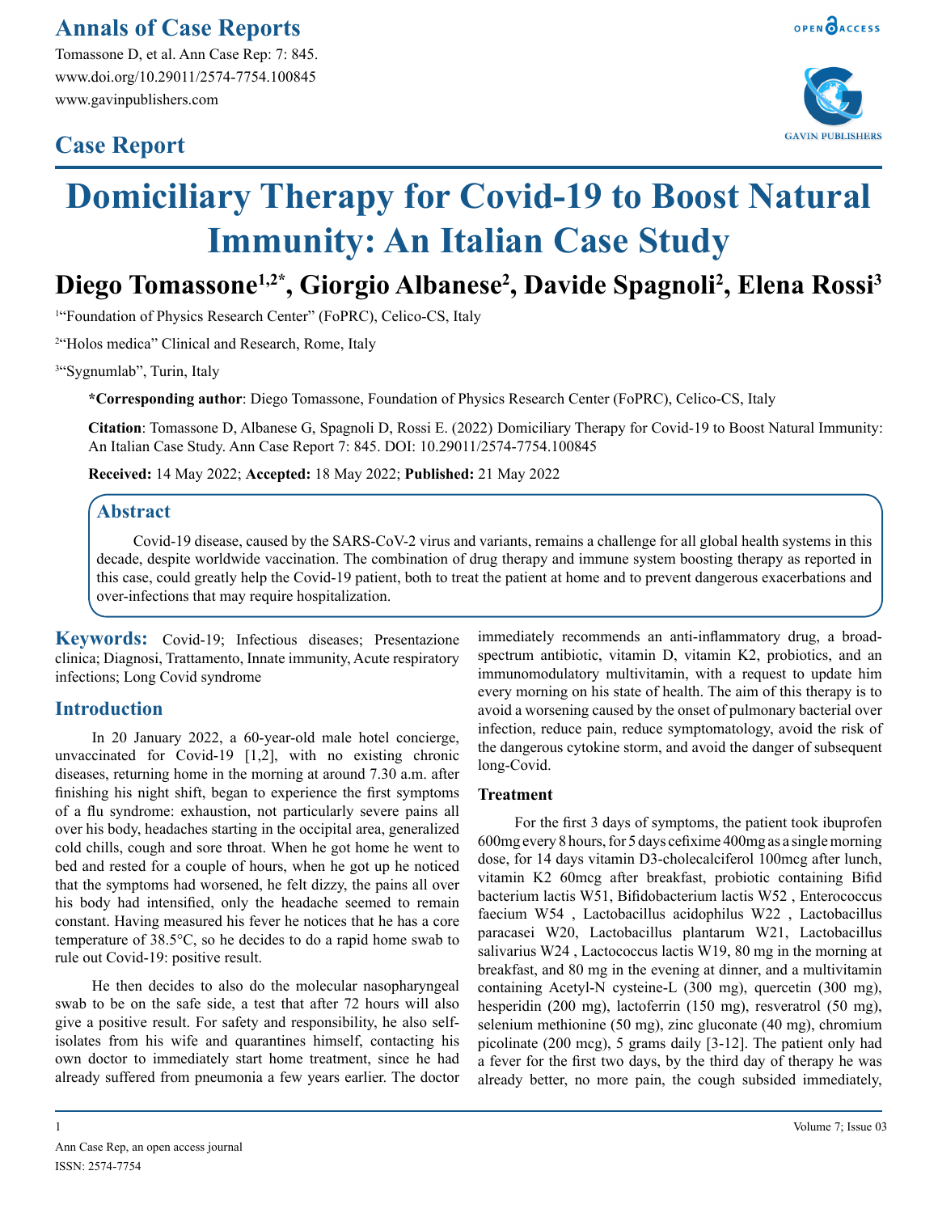Annals of Case Reports

Tomassone D, et al. Ann Case Rep: 7: 845.
www.doi.org/10.29011/2574-7754.100845
www.gavinpublishers.com

## Case Report

# Domiciliary Therapy for Covid-19 to Boost Natural Immunity: An Italian Case Study

**Diego Tomassone[1,2*], Giorgio Albanese[2], Davide Spagnoli[2], Elena Rossi[3]**

[1]"Foundation of Physics Research Center" (FoPRC), Celico-CS, Italy

[2]"Holos medica" Clinical and Research, Rome, Italy

[3]"Sygnumlab", Turin, Italy

**\*Corresponding author**: Diego Tomassone, Foundation of Physics Research Center (FoPRC), Celico-CS, Italy

**Citation**: Tomassone D, Albanese G, Spagnoli D, Rossi E. (2022) Domiciliary Therapy for Covid-19 to Boost Natural Immunity: An Italian Case Study. Ann Case Report 7: 845. DOI: 10.29011/2574-7754.100845

**Received:** 14 May 2022; **Accepted:** 18 May 2022; **Published:** 21 May 2022

## Abstract

Covid-19 disease, caused by the SARS-CoV-2 virus and variants, remains a challenge for all global health systems in this decade, despite worldwide vaccination. The combination of drug therapy and immune system boosting therapy as reported in this case, could greatly help the Covid-19 patient, both to treat the patient at home and to prevent dangerous exacerbations and over-infections that may require hospitalization.

**Keywords:** Covid-19; Infectious diseases; Presentazione clinica; Diagnosi, Trattamento, Innate immunity, Acute respiratory infections; Long Covid syndrome

## Introduction

In 20 January 2022, a 60-year-old male hotel concierge, unvaccinated for Covid-19 [1,2], with no existing chronic diseases, returning home in the morning at around 7.30 a.m. after finishing his night shift, began to experience the first symptoms of a flu syndrome: exhaustion, not particularly severe pains all over his body, headaches starting in the occipital area, generalized cold chills, cough and sore throat. When he got home he went to bed and rested for a couple of hours, when he got up he noticed that the symptoms had worsened, he felt dizzy, the pains all over his body had intensified, only the headache seemed to remain constant. Having measured his fever he notices that he has a core temperature of 38.5°C, so he decides to do a rapid home swab to rule out Covid-19: positive result.

He then decides to also do the molecular nasopharyngeal swab to be on the safe side, a test that after 72 hours will also give a positive result. For safety and responsibility, he also self-isolates from his wife and quarantines himself, contacting his own doctor to immediately start home treatment, since he had already suffered from pneumonia a few years earlier. The doctor immediately recommends an anti-inflammatory drug, a broad-spectrum antibiotic, vitamin D, vitamin K2, probiotics, and an immunomodulatory multivitamin, with a request to update him every morning on his state of health. The aim of this therapy is to avoid a worsening caused by the onset of pulmonary bacterial over infection, reduce pain, reduce symptomatology, avoid the risk of the dangerous cytokine storm, and avoid the danger of subsequent long-Covid.

### Treatment

For the first 3 days of symptoms, the patient took ibuprofen 600mg every 8 hours, for 5 days cefixime 400mg as a single morning dose, for 14 days vitamin D3-cholecalciferol 100mcg after lunch, vitamin K2 60mcg after breakfast, probiotic containing Bifid bacterium lactis W51, Bifidobacterium lactis W52 , Enterococcus faecium W54 , Lactobacillus acidophilus W22 , Lactobacillus paracasei W20, Lactobacillus plantarum W21, Lactobacillus salivarius W24 , Lactococcus lactis W19, 80 mg in the morning at breakfast, and 80 mg in the evening at dinner, and a multivitamin containing Acetyl-N cysteine-L (300 mg), quercetin (300 mg), hesperidin (200 mg), lactoferrin (150 mg), resveratrol (50 mg), selenium methionine (50 mg), zinc gluconate (40 mg), chromium picolinate (200 mcg), 5 grams daily [3-12]. The patient only had a fever for the first two days, by the third day of therapy he was already better, no more pain, the cough subsided immediately,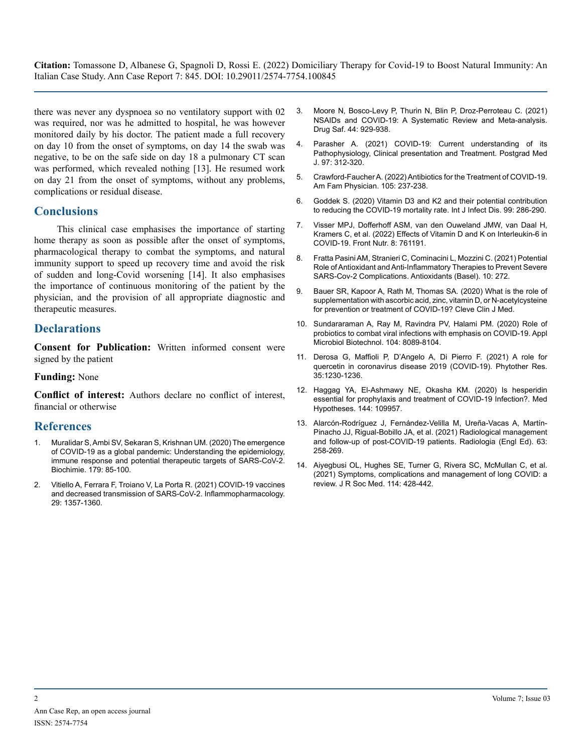there was never any dyspnoea so no ventilatory support with 02 was required, nor was he admitted to hospital, he was however monitored daily by his doctor. The patient made a full recovery on day 10 from the onset of symptoms, on day 14 the swab was negative, to be on the safe side on day 18 a pulmonary CT scan was performed, which revealed nothing [13]. He resumed work on day 21 from the onset of symptoms, without any problems, complications or residual disease.

## Conclusions

This clinical case emphasises the importance of starting home therapy as soon as possible after the onset of symptoms, pharmacological therapy to combat the symptoms, and natural immunity support to speed up recovery time and avoid the risk of sudden and long-Covid worsening [14]. It also emphasises the importance of continuous monitoring of the patient by the physician, and the provision of all appropriate diagnostic and therapeutic measures.

## Declarations

**Consent for Publication:** Written informed consent were signed by the patient

**Funding:** None

**Conflict of interest:** Authors declare no conflict of interest, financial or otherwise

## References

1. Muralidar S, Ambi SV, Sekaran S, Krishnan UM. (2020) The emergence of COVID-19 as a global pandemic: Understanding the epidemiology, immune response and potential therapeutic targets of SARS-CoV-2. Biochimie. 179: 85-100.
2. Vitiello A, Ferrara F, Troiano V, La Porta R. (2021) COVID-19 vaccines and decreased transmission of SARS-CoV-2. Inflammopharmacology. 29: 1357-1360.
3. Moore N, Bosco-Levy P, Thurin N, Blin P, Droz-Perroteau C. (2021) NSAIDs and COVID-19: A Systematic Review and Meta-analysis. Drug Saf. 44: 929-938.
4. Parasher A. (2021) COVID-19: Current understanding of its Pathophysiology, Clinical presentation and Treatment. Postgrad Med J. 97: 312-320.
5. Crawford-Faucher A. (2022) Antibiotics for the Treatment of COVID-19. Am Fam Physician. 105: 237-238.
6. Goddek S. (2020) Vitamin D3 and K2 and their potential contribution to reducing the COVID-19 mortality rate. Int J Infect Dis. 99: 286-290.
7. Visser MPJ, Dofferhoff ASM, van den Ouweland JMW, van Daal H, Kramers C, et al. (2022) Effects of Vitamin D and K on Interleukin-6 in COVID-19. Front Nutr. 8: 761191.
8. Fratta Pasini AM, Stranieri C, Cominacini L, Mozzini C. (2021) Potential Role of Antioxidant and Anti-Inflammatory Therapies to Prevent Severe SARS-Cov-2 Complications. Antioxidants (Basel). 10: 272.
9. Bauer SR, Kapoor A, Rath M, Thomas SA. (2020) What is the role of supplementation with ascorbic acid, zinc, vitamin D, or N-acetylcysteine for prevention or treatment of COVID-19? Cleve Clin J Med.
10. Sundararaman A, Ray M, Ravindra PV, Halami PM. (2020) Role of probiotics to combat viral infections with emphasis on COVID-19. Appl Microbiol Biotechnol. 104: 8089-8104.
11. Derosa G, Maffioli P, D'Angelo A, Di Pierro F. (2021) A role for quercetin in coronavirus disease 2019 (COVID-19). Phytother Res. 35:1230-1236.
12. Haggag YA, El-Ashmawy NE, Okasha KM. (2020) Is hesperidin essential for prophylaxis and treatment of COVID-19 Infection?. Med Hypotheses. 144: 109957.
13. Alarcón-Rodríguez J, Fernández-Velilla M, Ureña-Vacas A, Martín-Pinacho JJ, Rigual-Bobillo JA, et al. (2021) Radiological management and follow-up of post-COVID-19 patients. Radiologia (Engl Ed). 63: 258-269.
14. Aiyegbusi OL, Hughes SE, Turner G, Rivera SC, McMullan C, et al. (2021) Symptoms, complications and management of long COVID: a review. J R Soc Med. 114: 428-442.